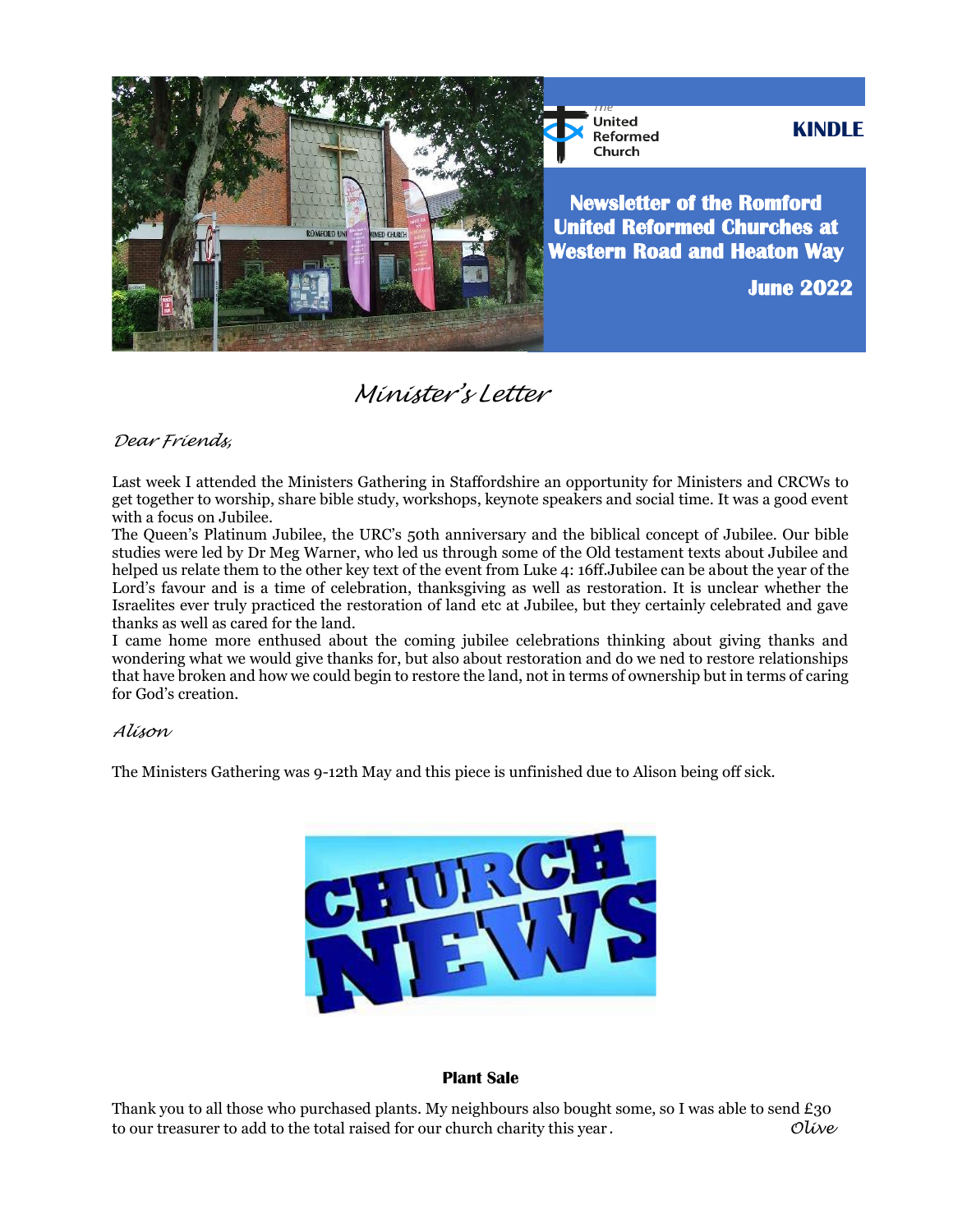The United Reformed Church

**KINDLE**

**Newsletter of the Romford United Reformed Churches at Western Road and Heaton Way**

**June 2022**

# *Minister's Letter*

*Dear Friends,*

Last week I attended the Ministers Gathering in Staffordshire an opportunity for Ministers and CRCWs to get together to worship, share bible study, workshops, keynote speakers and social time. It was a good event with a focus on Jubilee.

The Queen's Platinum Jubilee, the URC's 50th anniversary and the biblical concept of Jubilee. Our bible studies were led by Dr Meg Warner, who led us through some of the Old testament texts about Jubilee and helped us relate them to the other key text of the event from Luke 4: 16ff.Jubilee can be about the year of the Lord's favour and is a time of celebration, thanksgiving as well as restoration. It is unclear whether the Israelites ever truly practiced the restoration of land etc at Jubilee, but they certainly celebrated and gave thanks as well as cared for the land.

I came home more enthused about the coming jubilee celebrations thinking about giving thanks and wondering what we would give thanks for, but also about restoration and do we ned to restore relationships that have broken and how we could begin to restore the land, not in terms of ownership but in terms of caring for God's creation.

*Alison*

The Ministers Gathering was 9-12th May and this piece is unfinished due to Alison being off sick.

# CHURCH NEWS

**Plant Sale**

Thank you to all those who purchased plants. My neighbours also bought some, so I was able to send £30 to our treasurer to add to the total raised for our church charity this year. *Olive*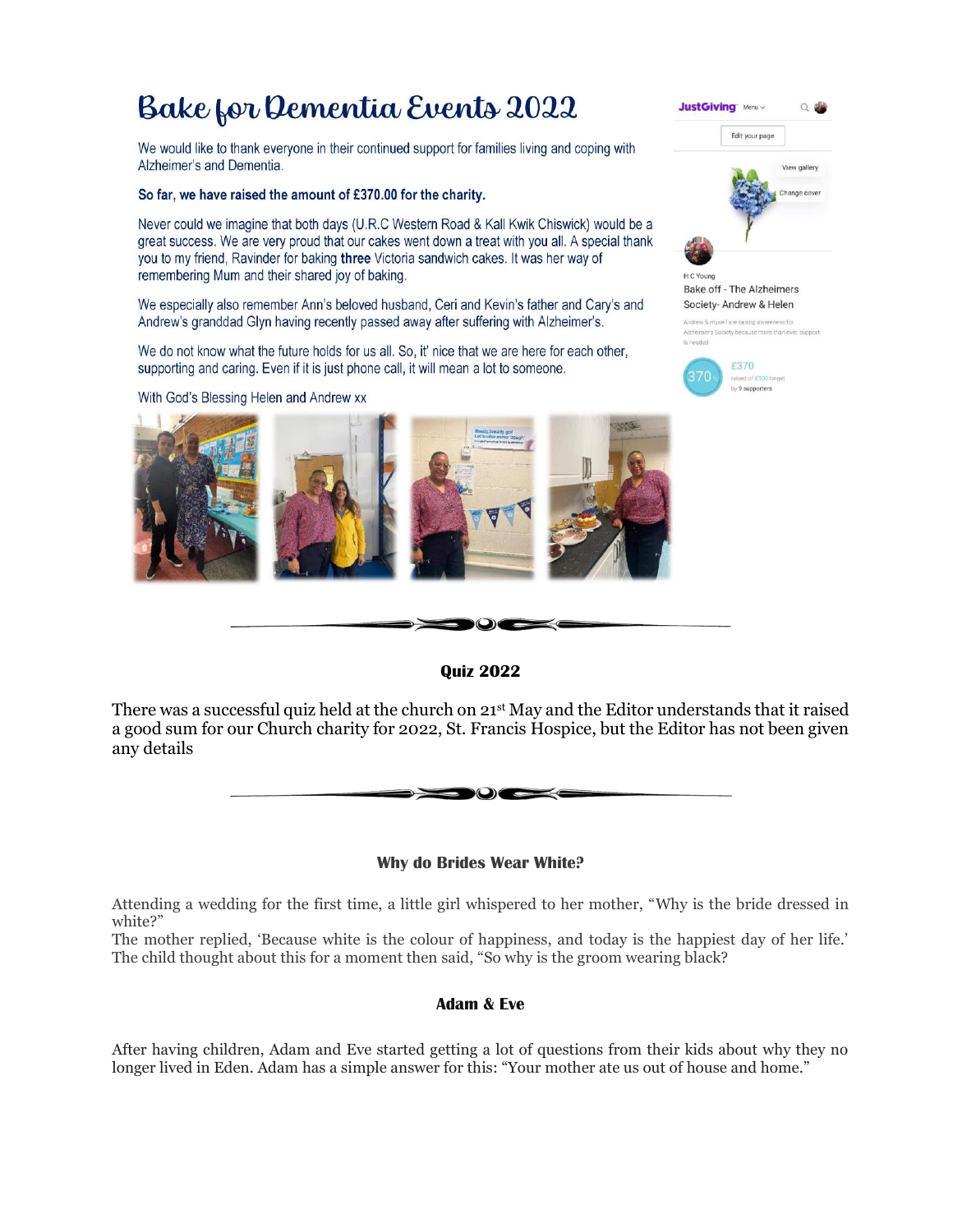# Bake for Dementia Events 2022

We would like to thank everyone in their continued support for families living and coping with Alzheimer's and Dementia.

**So far, we have raised the amount of £370.00 for the charity.**

Never could we imagine that both days (U.R.C Western Road & Kall Kwik Chiswick) would be a great success. We are very proud that our cakes went down a treat with you all. A special thank you to my friend, Ravinder for baking **three** Victoria sandwich cakes. It was her way of remembering Mum and their shared joy of baking.

We especially also remember Ann's beloved husband, Ceri and Kevin's father and Cary's and Andrew's granddad Glyn having recently passed away after suffering with Alzheimer's.

We do not know what the future holds for us all. So, it' nice that we are here for each other, supporting and caring. Even if it is just phone call, it will mean a lot to someone.

With God's Blessing Helen and Andrew xx

JustGiving

H C Young
Bake off - The Alzheimers Society- Andrew & Helen

Andrew & myself are raising awareness for Alzheimer's Society because more than ever, support is needed.

£370 raised of £100 target by 9 supporters

---

**Quiz 2022**

There was a successful quiz held at the church on 21st May and the Editor understands that it raised a good sum for our Church charity for 2022, St. Francis Hospice, but the Editor has not been given any details

---

**Why do Brides Wear White?**

Attending a wedding for the first time, a little girl whispered to her mother, "Why is the bride dressed in white?"
The mother replied, 'Because white is the colour of happiness, and today is the happiest day of her life.' The child thought about this for a moment then said, "So why is the groom wearing black?

**Adam & Eve**

After having children, Adam and Eve started getting a lot of questions from their kids about why they no longer lived in Eden. Adam has a simple answer for this: "Your mother ate us out of house and home."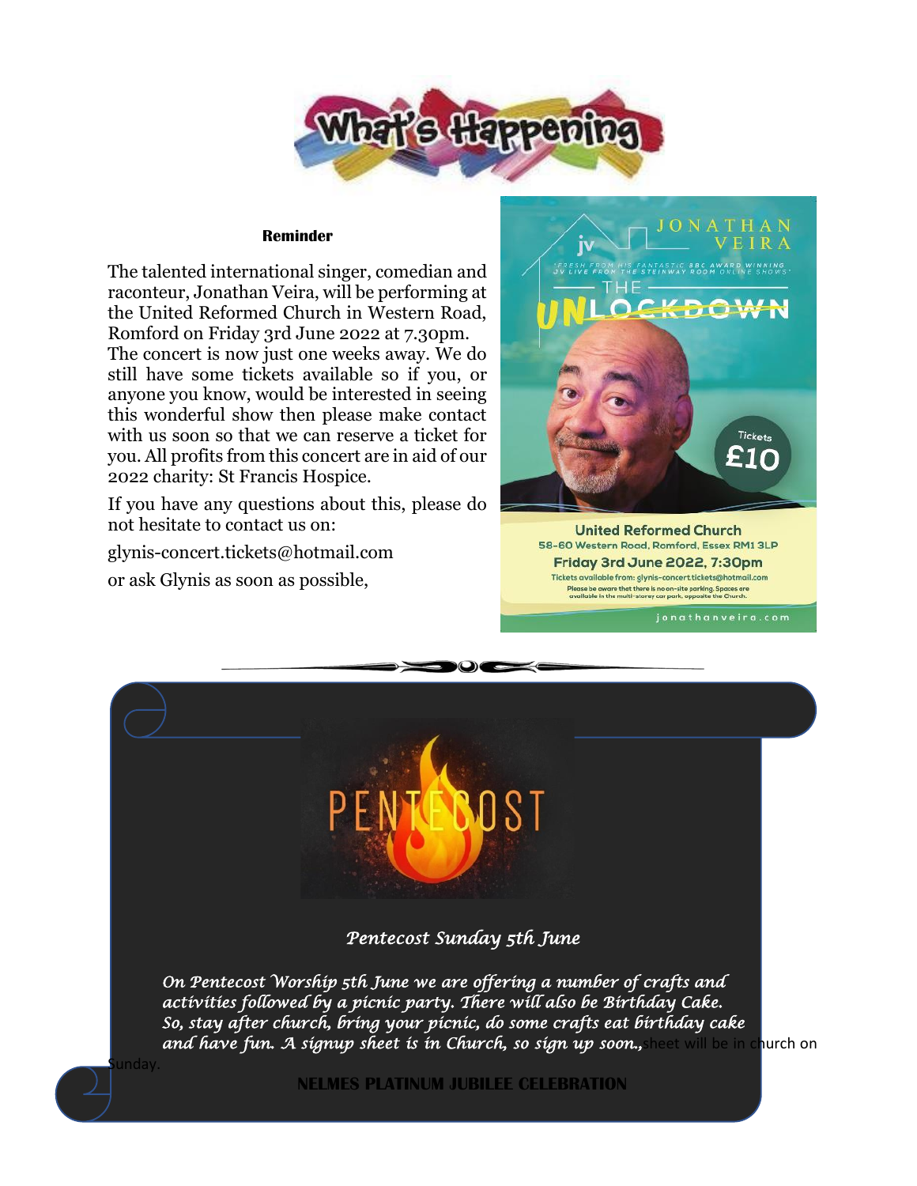# What's Happening

**Reminder**

The talented international singer, comedian and raconteur, Jonathan Veira, will be performing at the United Reformed Church in Western Road, Romford on Friday 3rd June 2022 at 7.30pm. The concert is now just one weeks away. We do still have some tickets available so if you, or anyone you know, would be interested in seeing this wonderful show then please make contact with us soon so that we can reserve a ticket for you. All profits from this concert are in aid of our 2022 charity: St Francis Hospice.

If you have any questions about this, please do not hesitate to contact us on:

glynis-concert.tickets@hotmail.com

or ask Glynis as soon as possible,

JONATHAN VEIRA

'FRESH FROM HIS FANTASTIC BBC AWARD WINNING JV LIVE FROM THE STEINWAY ROOM ONLINE SHOWS'

THE UNLOCKDOWN

Tickets £10

United Reformed Church
58-60 Western Road, Romford, Essex RM1 3LP
Friday 3rd June 2022, 7:30pm
Tickets available from: glynis-concerttickets@hotmail.com
Please be aware that there is no on-site parking. Spaces are available in the multi-storey car park, opposite the Church.

jonathanveira.com

---

PENTECOST

*Pentecost Sunday 5th June*

*On Pentecost Worship 5th June we are offering a number of crafts and activities followed by a picnic party. There will also be Birthday Cake. So, stay after church, bring your picnic, do some crafts eat birthday cake and have fun. A signup sheet is in Church, so sign up soon.,*sheet will be in church on Sunday.

**NELMES PLATINUM JUBILEE CELEBRATION**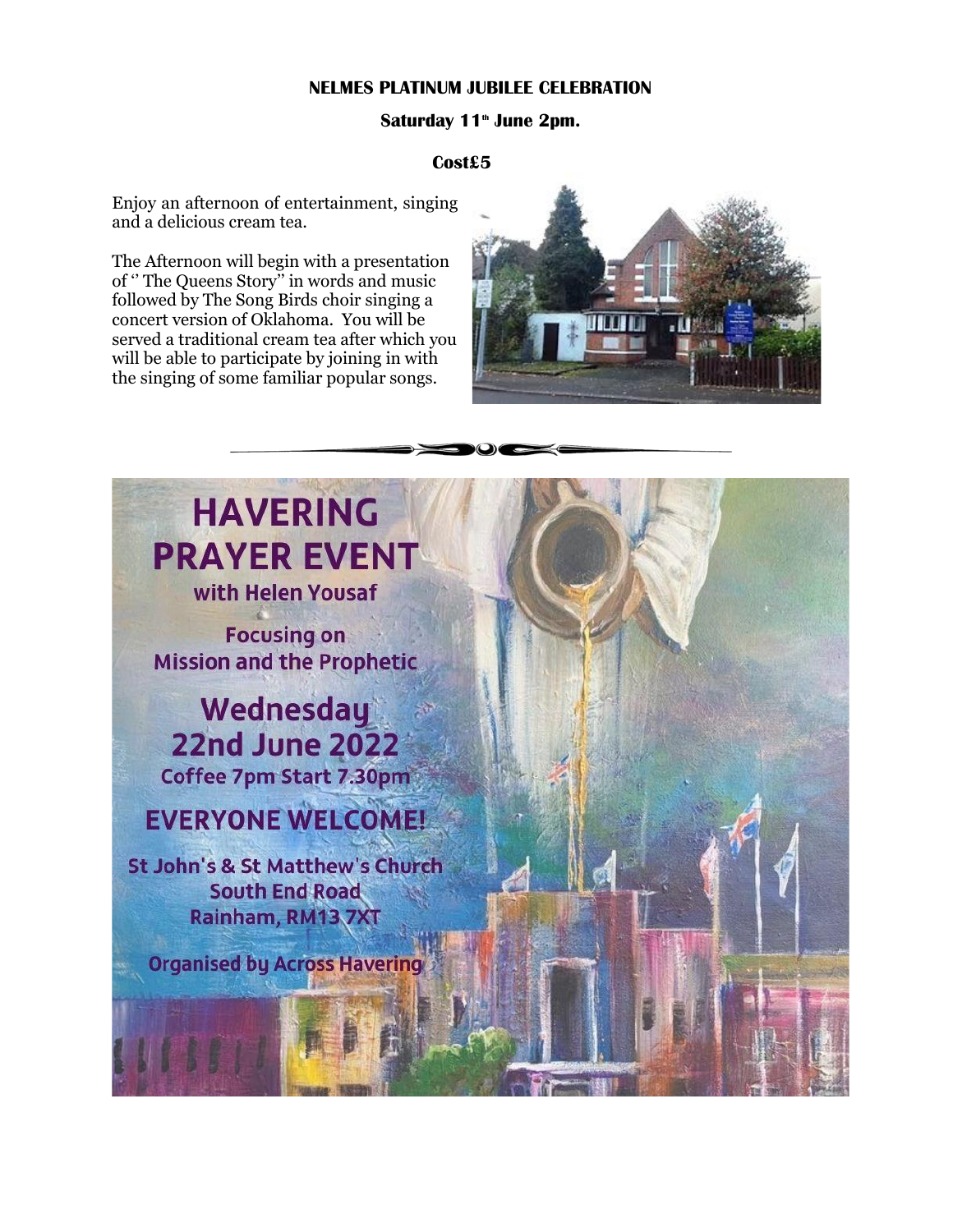**NELMES PLATINUM JUBILEE CELEBRATION**

**Saturday 11th June 2pm.**

**Cost£5**

Enjoy an afternoon of entertainment, singing and a delicious cream tea.

The Afternoon will begin with a presentation of '' The Queens Story'' in words and music followed by The Song Birds choir singing a concert version of Oklahoma. You will be served a traditional cream tea after which you will be able to participate by joining in with the singing of some familiar popular songs.

---

# HAVERING PRAYER EVENT

**with Helen Yousaf**

**Focusing on Mission and the Prophetic**

## Wednesday 22nd June 2022

**Coffee 7pm Start 7.30pm**

**EVERYONE WELCOME!**

**St John's & St Matthew's Church**
**South End Road**
**Rainham, RM13 7XT**

**Organised by Across Havering**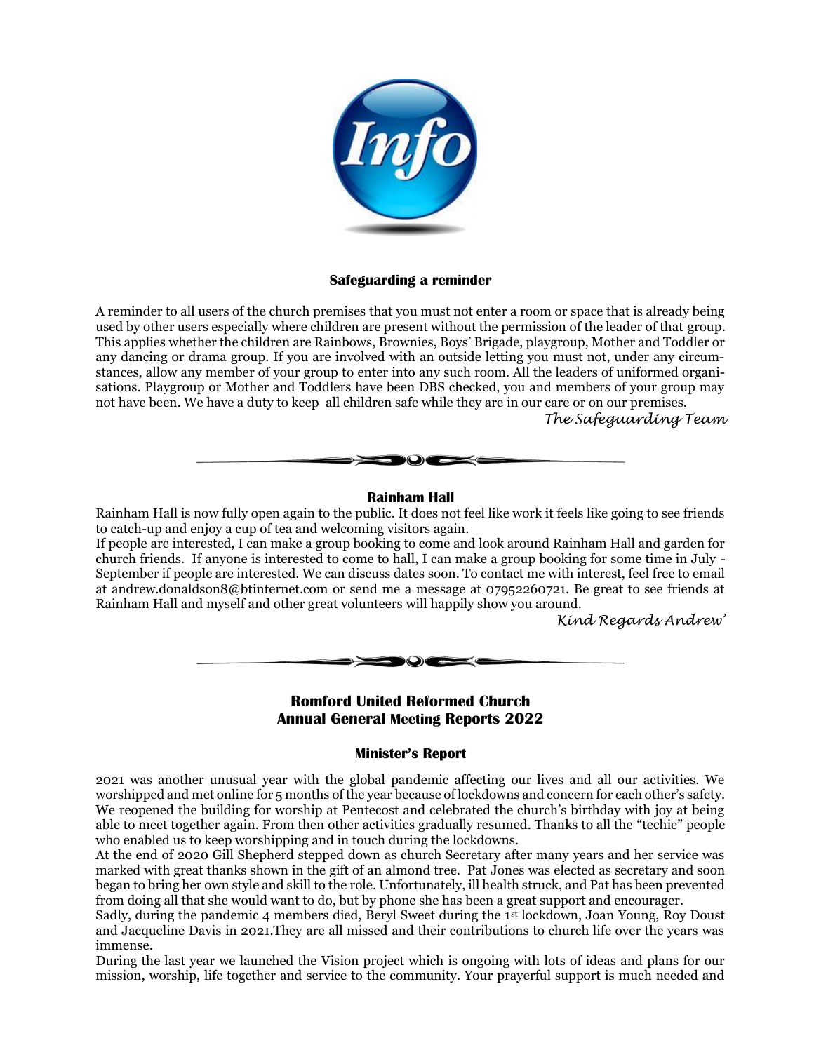## Safeguarding a reminder

A reminder to all users of the church premises that you must not enter a room or space that is already being used by other users especially where children are present without the permission of the leader of that group. This applies whether the children are Rainbows, Brownies, Boys' Brigade, playgroup, Mother and Toddler or any dancing or drama group. If you are involved with an outside letting you must not, under any circumstances, allow any member of your group to enter into any such room. All the leaders of uniformed organisations. Playgroup or Mother and Toddlers have been DBS checked, you and members of your group may not have been. We have a duty to keep all children safe while they are in our care or on our premises.

*The Safeguarding Team*

## Rainham Hall

Rainham Hall is now fully open again to the public. It does not feel like work it feels like going to see friends to catch-up and enjoy a cup of tea and welcoming visitors again.

If people are interested, I can make a group booking to come and look around Rainham Hall and garden for church friends. If anyone is interested to come to hall, I can make a group booking for some time in July - September if people are interested. We can discuss dates soon. To contact me with interest, feel free to email at andrew.donaldson8@btinternet.com or send me a message at 07952260721. Be great to see friends at Rainham Hall and myself and other great volunteers will happily show you around.

*Kind Regards Andrew'*

## Romford United Reformed Church
## Annual General Meeting Reports 2022

### Minister's Report

2021 was another unusual year with the global pandemic affecting our lives and all our activities. We worshipped and met online for 5 months of the year because of lockdowns and concern for each other's safety. We reopened the building for worship at Pentecost and celebrated the church's birthday with joy at being able to meet together again. From then other activities gradually resumed. Thanks to all the "techie" people who enabled us to keep worshipping and in touch during the lockdowns.

At the end of 2020 Gill Shepherd stepped down as church Secretary after many years and her service was marked with great thanks shown in the gift of an almond tree. Pat Jones was elected as secretary and soon began to bring her own style and skill to the role. Unfortunately, ill health struck, and Pat has been prevented from doing all that she would want to do, but by phone she has been a great support and encourager.

Sadly, during the pandemic 4 members died, Beryl Sweet during the 1st lockdown, Joan Young, Roy Doust and Jacqueline Davis in 2021.They are all missed and their contributions to church life over the years was immense.

During the last year we launched the Vision project which is ongoing with lots of ideas and plans for our mission, worship, life together and service to the community. Your prayerful support is much needed and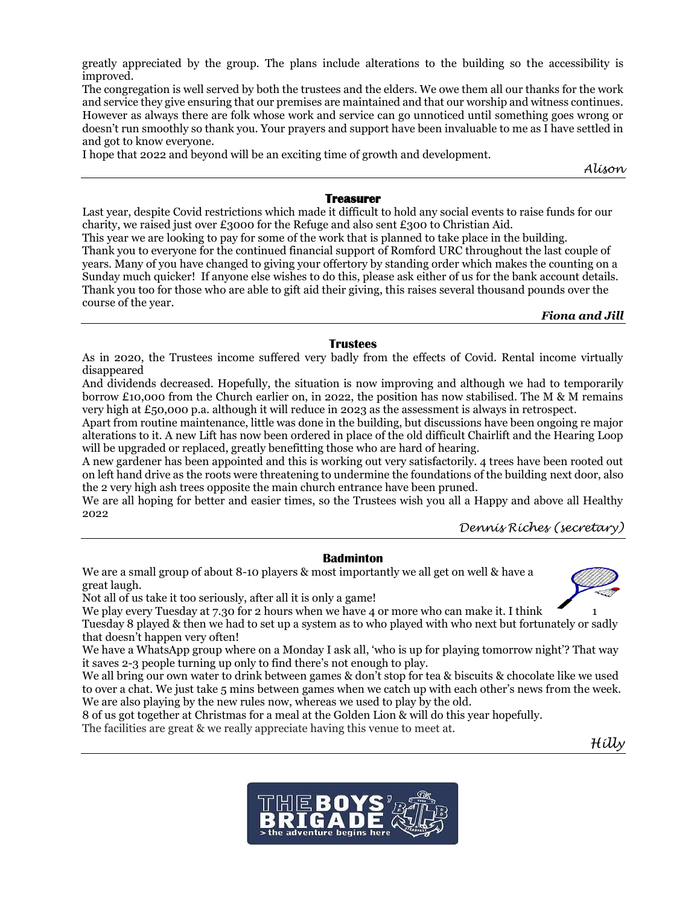greatly appreciated by the group. The plans include alterations to the building so the accessibility is improved.

The congregation is well served by both the trustees and the elders. We owe them all our thanks for the work and service they give ensuring that our premises are maintained and that our worship and witness continues. However as always there are folk whose work and service can go unnoticed until something goes wrong or doesn't run smoothly so thank you. Your prayers and support have been invaluable to me as I have settled in and got to know everyone.

I hope that 2022 and beyond will be an exciting time of growth and development.

*Alison*

---

## Treasurer

Last year, despite Covid restrictions which made it difficult to hold any social events to raise funds for our charity, we raised just over £3000 for the Refuge and also sent £300 to Christian Aid.

This year we are looking to pay for some of the work that is planned to take place in the building.

Thank you to everyone for the continued financial support of Romford URC throughout the last couple of years. Many of you have changed to giving your offertory by standing order which makes the counting on a Sunday much quicker! If anyone else wishes to do this, please ask either of us for the bank account details. Thank you too for those who are able to gift aid their giving, this raises several thousand pounds over the course of the year.

***Fiona and Jill***

---

## Trustees

As in 2020, the Trustees income suffered very badly from the effects of Covid. Rental income virtually disappeared

And dividends decreased. Hopefully, the situation is now improving and although we had to temporarily borrow £10,000 from the Church earlier on, in 2022, the position has now stabilised. The M & M remains very high at £50,000 p.a. although it will reduce in 2023 as the assessment is always in retrospect.

Apart from routine maintenance, little was done in the building, but discussions have been ongoing re major alterations to it. A new Lift has now been ordered in place of the old difficult Chairlift and the Hearing Loop will be upgraded or replaced, greatly benefitting those who are hard of hearing.

A new gardener has been appointed and this is working out very satisfactorily. 4 trees have been rooted out on left hand drive as the roots were threatening to undermine the foundations of the building next door, also the 2 very high ash trees opposite the main church entrance have been pruned.

We are all hoping for better and easier times, so the Trustees wish you all a Happy and above all Healthy 2022

*Dennis Riches (secretary)*

---

## Badminton

We are a small group of about 8-10 players & most importantly we all get on well & have a great laugh.

Not all of us take it too seriously, after all it is only a game!

We play every Tuesday at 7.30 for 2 hours when we have 4 or more who can make it. I think 1 Tuesday 8 played & then we had to set up a system as to who played with who next but fortunately or sadly that doesn't happen very often!

We have a WhatsApp group where on a Monday I ask all, 'who is up for playing tomorrow night'? That way it saves 2-3 people turning up only to find there's not enough to play.

We all bring our own water to drink between games & don't stop for tea & biscuits & chocolate like we used to over a chat. We just take 5 mins between games when we catch up with each other's news from the week. We are also playing by the new rules now, whereas we used to play by the old.

8 of us got together at Christmas for a meal at the Golden Lion & will do this year hopefully.

The facilities are great & we really appreciate having this venue to meet at.

*Hilly*

---

THE BOYS' BRIGADE
> the adventure begins here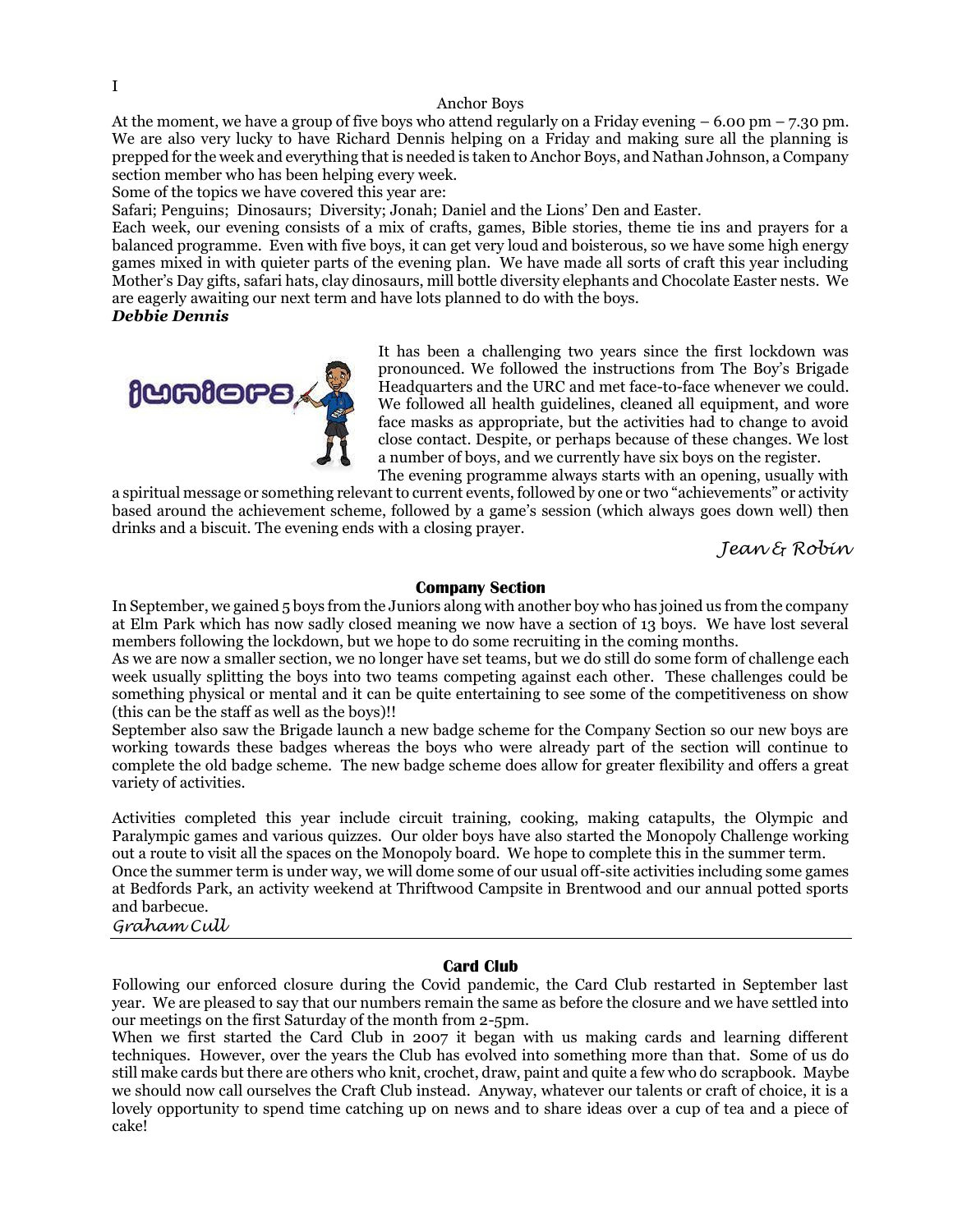I

## Anchor Boys

At the moment, we have a group of five boys who attend regularly on a Friday evening – 6.00 pm – 7.30 pm. We are also very lucky to have Richard Dennis helping on a Friday and making sure all the planning is prepped for the week and everything that is needed is taken to Anchor Boys, and Nathan Johnson, a Company section member who has been helping every week.

Some of the topics we have covered this year are:

Safari; Penguins; Dinosaurs; Diversity; Jonah; Daniel and the Lions' Den and Easter.

Each week, our evening consists of a mix of crafts, games, Bible stories, theme tie ins and prayers for a balanced programme. Even with five boys, it can get very loud and boisterous, so we have some high energy games mixed in with quieter parts of the evening plan. We have made all sorts of craft this year including Mother's Day gifts, safari hats, clay dinosaurs, mill bottle diversity elephants and Chocolate Easter nests. We are eagerly awaiting our next term and have lots planned to do with the boys.

***Debbie Dennis***

## Juniors

It has been a challenging two years since the first lockdown was pronounced. We followed the instructions from The Boy's Brigade Headquarters and the URC and met face-to-face whenever we could. We followed all health guidelines, cleaned all equipment, and wore face masks as appropriate, but the activities had to change to avoid close contact. Despite, or perhaps because of these changes. We lost a number of boys, and we currently have six boys on the register.

The evening programme always starts with an opening, usually with a spiritual message or something relevant to current events, followed by one or two "achievements" or activity based around the achievement scheme, followed by a game's session (which always goes down well) then drinks and a biscuit. The evening ends with a closing prayer.

*Jean & Robin*

## Company Section

In September, we gained 5 boys from the Juniors along with another boy who has joined us from the company at Elm Park which has now sadly closed meaning we now have a section of 13 boys. We have lost several members following the lockdown, but we hope to do some recruiting in the coming months.

As we are now a smaller section, we no longer have set teams, but we do still do some form of challenge each week usually splitting the boys into two teams competing against each other. These challenges could be something physical or mental and it can be quite entertaining to see some of the competitiveness on show (this can be the staff as well as the boys)!!

September also saw the Brigade launch a new badge scheme for the Company Section so our new boys are working towards these badges whereas the boys who were already part of the section will continue to complete the old badge scheme. The new badge scheme does allow for greater flexibility and offers a great variety of activities.

Activities completed this year include circuit training, cooking, making catapults, the Olympic and Paralympic games and various quizzes. Our older boys have also started the Monopoly Challenge working out a route to visit all the spaces on the Monopoly board. We hope to complete this in the summer term.

Once the summer term is under way, we will dome some of our usual off-site activities including some games at Bedfords Park, an activity weekend at Thriftwood Campsite in Brentwood and our annual potted sports and barbecue.

*Graham Cull*

---

## Card Club

Following our enforced closure during the Covid pandemic, the Card Club restarted in September last year. We are pleased to say that our numbers remain the same as before the closure and we have settled into our meetings on the first Saturday of the month from 2-5pm.

When we first started the Card Club in 2007 it began with us making cards and learning different techniques. However, over the years the Club has evolved into something more than that. Some of us do still make cards but there are others who knit, crochet, draw, paint and quite a few who do scrapbook. Maybe we should now call ourselves the Craft Club instead. Anyway, whatever our talents or craft of choice, it is a lovely opportunity to spend time catching up on news and to share ideas over a cup of tea and a piece of cake!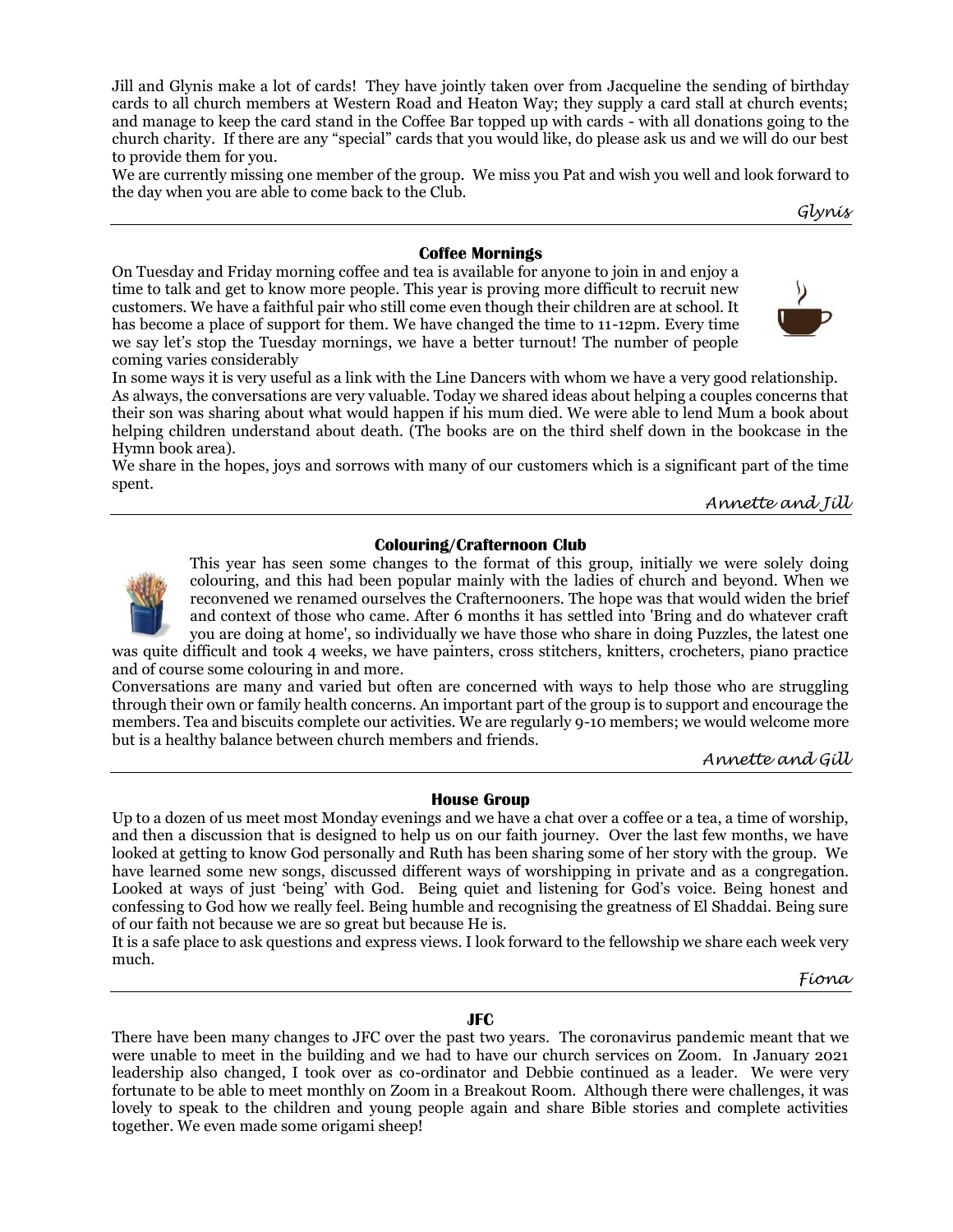Jill and Glynis make a lot of cards! They have jointly taken over from Jacqueline the sending of birthday cards to all church members at Western Road and Heaton Way; they supply a card stall at church events; and manage to keep the card stand in the Coffee Bar topped up with cards - with all donations going to the church charity. If there are any "special" cards that you would like, do please ask us and we will do our best to provide them for you.

We are currently missing one member of the group. We miss you Pat and wish you well and look forward to the day when you are able to come back to the Club.

*Glynis*

---

### Coffee Mornings

On Tuesday and Friday morning coffee and tea is available for anyone to join in and enjoy a time to talk and get to know more people. This year is proving more difficult to recruit new customers. We have a faithful pair who still come even though their children are at school. It has become a place of support for them. We have changed the time to 11-12pm. Every time we say let's stop the Tuesday mornings, we have a better turnout! The number of people coming varies considerably

In some ways it is very useful as a link with the Line Dancers with whom we have a very good relationship. As always, the conversations are very valuable. Today we shared ideas about helping a couples concerns that their son was sharing about what would happen if his mum died. We were able to lend Mum a book about helping children understand about death. (The books are on the third shelf down in the bookcase in the Hymn book area).

We share in the hopes, joys and sorrows with many of our customers which is a significant part of the time spent.

*Annette and Jill*

---

### Colouring/Crafternoon Club

This year has seen some changes to the format of this group, initially we were solely doing colouring, and this had been popular mainly with the ladies of church and beyond. When we reconvened we renamed ourselves the Crafternooners. The hope was that would widen the brief and context of those who came. After 6 months it has settled into 'Bring and do whatever craft you are doing at home', so individually we have those who share in doing Puzzles, the latest one was quite difficult and took 4 weeks, we have painters, cross stitchers, knitters, crocheters, piano practice and of course some colouring in and more.

Conversations are many and varied but often are concerned with ways to help those who are struggling through their own or family health concerns. An important part of the group is to support and encourage the members. Tea and biscuits complete our activities. We are regularly 9-10 members; we would welcome more but is a healthy balance between church members and friends.

*Annette and Gill*

---

### House Group

Up to a dozen of us meet most Monday evenings and we have a chat over a coffee or a tea, a time of worship, and then a discussion that is designed to help us on our faith journey. Over the last few months, we have looked at getting to know God personally and Ruth has been sharing some of her story with the group. We have learned some new songs, discussed different ways of worshipping in private and as a congregation. Looked at ways of just 'being' with God. Being quiet and listening for God's voice. Being honest and confessing to God how we really feel. Being humble and recognising the greatness of El Shaddai. Being sure of our faith not because we are so great but because He is.

It is a safe place to ask questions and express views. I look forward to the fellowship we share each week very much.

*Fiona*

---

### JFC

There have been many changes to JFC over the past two years. The coronavirus pandemic meant that we were unable to meet in the building and we had to have our church services on Zoom. In January 2021 leadership also changed, I took over as co-ordinator and Debbie continued as a leader. We were very fortunate to be able to meet monthly on Zoom in a Breakout Room. Although there were challenges, it was lovely to speak to the children and young people again and share Bible stories and complete activities together. We even made some origami sheep!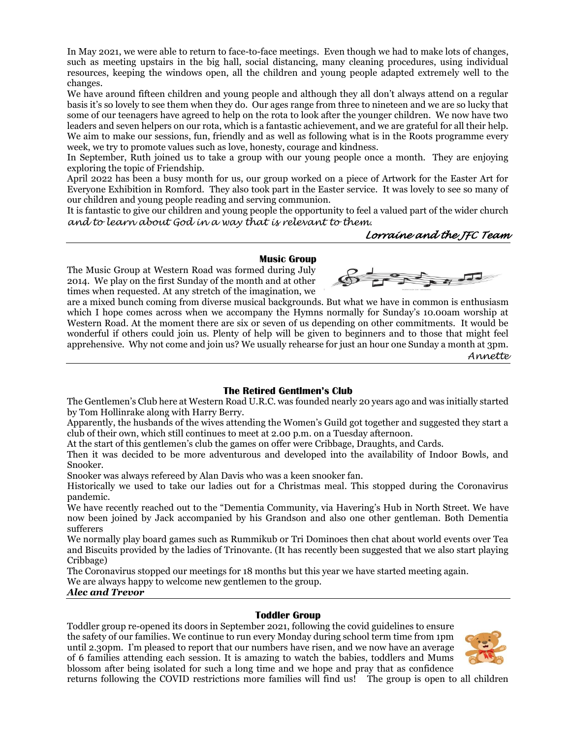In May 2021, we were able to return to face-to-face meetings. Even though we had to make lots of changes, such as meeting upstairs in the big hall, social distancing, many cleaning procedures, using individual resources, keeping the windows open, all the children and young people adapted extremely well to the changes.

We have around fifteen children and young people and although they all don't always attend on a regular basis it's so lovely to see them when they do. Our ages range from three to nineteen and we are so lucky that some of our teenagers have agreed to help on the rota to look after the younger children. We now have two leaders and seven helpers on our rota, which is a fantastic achievement, and we are grateful for all their help. We aim to make our sessions, fun, friendly and as well as following what is in the Roots programme every week, we try to promote values such as love, honesty, courage and kindness.

In September, Ruth joined us to take a group with our young people once a month. They are enjoying exploring the topic of Friendship.

April 2022 has been a busy month for us, our group worked on a piece of Artwork for the Easter Art for Everyone Exhibition in Romford. They also took part in the Easter service. It was lovely to see so many of our children and young people reading and serving communion.

It is fantastic to give our children and young people the opportunity to feel a valued part of the wider church *and to learn about God in a way that is relevant to them.*

*Lorraine and the JFC Team*

---

## Music Group

The Music Group at Western Road was formed during July 2014. We play on the first Sunday of the month and at other times when requested. At any stretch of the imagination, we are a mixed bunch coming from diverse musical backgrounds. But what we have in common is enthusiasm which I hope comes across when we accompany the Hymns normally for Sunday's 10.00am worship at Western Road. At the moment there are six or seven of us depending on other commitments. It would be wonderful if others could join us. Plenty of help will be given to beginners and to those that might feel apprehensive. Why not come and join us? We usually rehearse for just an hour one Sunday a month at 3pm.

*Annette*

---

## The Retired Gentlmen's Club

The Gentlemen's Club here at Western Road U.R.C. was founded nearly 20 years ago and was initially started by Tom Hollinrake along with Harry Berry.

Apparently, the husbands of the wives attending the Women's Guild got together and suggested they start a club of their own, which still continues to meet at 2.00 p.m. on a Tuesday afternoon.

At the start of this gentlemen's club the games on offer were Cribbage, Draughts, and Cards.

Then it was decided to be more adventurous and developed into the availability of Indoor Bowls, and Snooker.

Snooker was always refereed by Alan Davis who was a keen snooker fan.

Historically we used to take our ladies out for a Christmas meal. This stopped during the Coronavirus pandemic.

We have recently reached out to the "Dementia Community, via Havering's Hub in North Street. We have now been joined by Jack accompanied by his Grandson and also one other gentleman. Both Dementia sufferers

We normally play board games such as Rummikub or Tri Dominoes then chat about world events over Tea and Biscuits provided by the ladies of Trinovante. (It has recently been suggested that we also start playing Cribbage)

The Coronavirus stopped our meetings for 18 months but this year we have started meeting again.

We are always happy to welcome new gentlemen to the group.

***Alec and Trevor***

---

## Toddler Group

Toddler group re-opened its doors in September 2021, following the covid guidelines to ensure the safety of our families. We continue to run every Monday during school term time from 1pm until 2.30pm. I'm pleased to report that our numbers have risen, and we now have an average of 6 families attending each session. It is amazing to watch the babies, toddlers and Mums blossom after being isolated for such a long time and we hope and pray that as confidence returns following the COVID restrictions more families will find us! The group is open to all children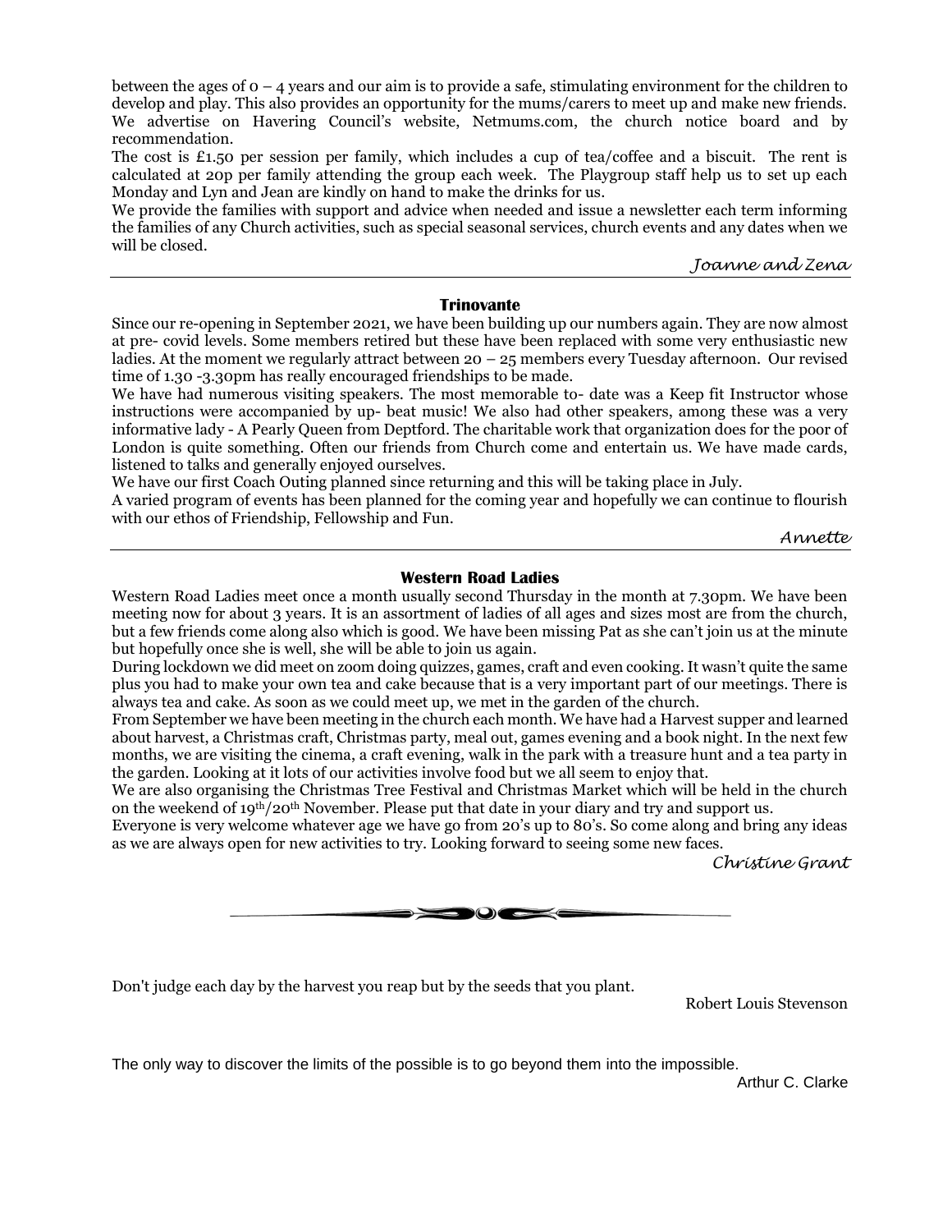between the ages of 0 – 4 years and our aim is to provide a safe, stimulating environment for the children to develop and play. This also provides an opportunity for the mums/carers to meet up and make new friends. We advertise on Havering Council's website, Netmums.com, the church notice board and by recommendation.

The cost is £1.50 per session per family, which includes a cup of tea/coffee and a biscuit. The rent is calculated at 20p per family attending the group each week. The Playgroup staff help us to set up each Monday and Lyn and Jean are kindly on hand to make the drinks for us.

We provide the families with support and advice when needed and issue a newsletter each term informing the families of any Church activities, such as special seasonal services, church events and any dates when we will be closed.

*Joanne and Zena*

---

### Trinovante

Since our re-opening in September 2021, we have been building up our numbers again. They are now almost at pre- covid levels. Some members retired but these have been replaced with some very enthusiastic new ladies. At the moment we regularly attract between 20 – 25 members every Tuesday afternoon. Our revised time of 1.30 -3.30pm has really encouraged friendships to be made.

We have had numerous visiting speakers. The most memorable to- date was a Keep fit Instructor whose instructions were accompanied by up- beat music! We also had other speakers, among these was a very informative lady - A Pearly Queen from Deptford. The charitable work that organization does for the poor of London is quite something. Often our friends from Church come and entertain us. We have made cards, listened to talks and generally enjoyed ourselves.

We have our first Coach Outing planned since returning and this will be taking place in July.

A varied program of events has been planned for the coming year and hopefully we can continue to flourish with our ethos of Friendship, Fellowship and Fun.

*Annette*

---

### Western Road Ladies

Western Road Ladies meet once a month usually second Thursday in the month at 7.30pm. We have been meeting now for about 3 years. It is an assortment of ladies of all ages and sizes most are from the church, but a few friends come along also which is good. We have been missing Pat as she can't join us at the minute but hopefully once she is well, she will be able to join us again.

During lockdown we did meet on zoom doing quizzes, games, craft and even cooking. It wasn't quite the same plus you had to make your own tea and cake because that is a very important part of our meetings. There is always tea and cake. As soon as we could meet up, we met in the garden of the church.

From September we have been meeting in the church each month. We have had a Harvest supper and learned about harvest, a Christmas craft, Christmas party, meal out, games evening and a book night. In the next few months, we are visiting the cinema, a craft evening, walk in the park with a treasure hunt and a tea party in the garden. Looking at it lots of our activities involve food but we all seem to enjoy that.

We are also organising the Christmas Tree Festival and Christmas Market which will be held in the church on the weekend of 19th/20th November. Please put that date in your diary and try and support us.

Everyone is very welcome whatever age we have go from 20's up to 80's. So come along and bring any ideas as we are always open for new activities to try. Looking forward to seeing some new faces.

*Christine Grant*

---

Don't judge each day by the harvest you reap but by the seeds that you plant.

Robert Louis Stevenson

The only way to discover the limits of the possible is to go beyond them into the impossible.

Arthur C. Clarke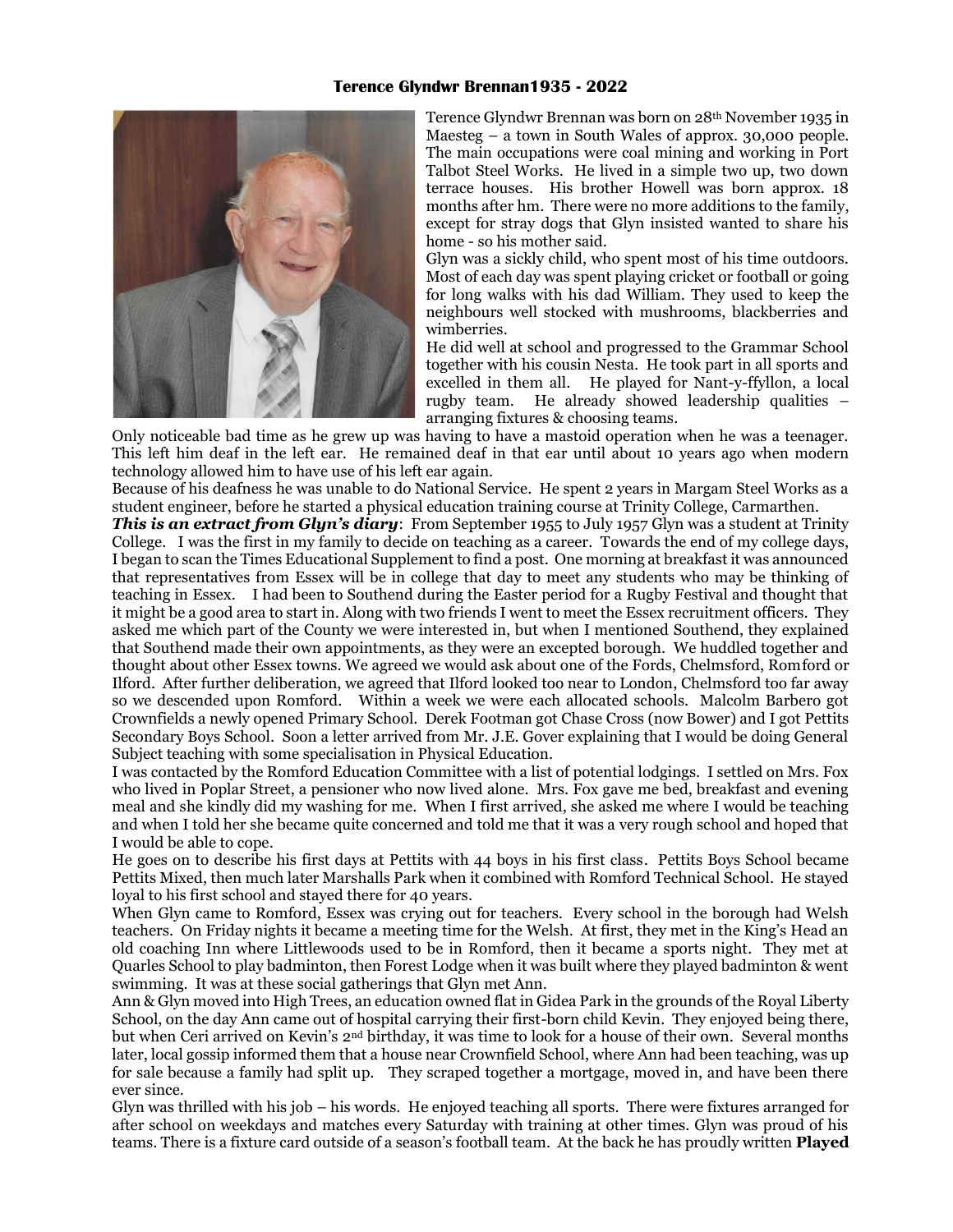# Terence Glyndwr Brennan1935 - 2022

Terence Glyndwr Brennan was born on 28th November 1935 in Maesteg – a town in South Wales of approx. 30,000 people. The main occupations were coal mining and working in Port Talbot Steel Works. He lived in a simple two up, two down terrace houses. His brother Howell was born approx. 18 months after hm. There were no more additions to the family, except for stray dogs that Glyn insisted wanted to share his home - so his mother said.

Glyn was a sickly child, who spent most of his time outdoors. Most of each day was spent playing cricket or football or going for long walks with his dad William. They used to keep the neighbours well stocked with mushrooms, blackberries and wimberries.

He did well at school and progressed to the Grammar School together with his cousin Nesta. He took part in all sports and excelled in them all. He played for Nant-y-ffyllon, a local rugby team. He already showed leadership qualities – arranging fixtures & choosing teams.

Only noticeable bad time as he grew up was having to have a mastoid operation when he was a teenager. This left him deaf in the left ear. He remained deaf in that ear until about 10 years ago when modern technology allowed him to have use of his left ear again.

Because of his deafness he was unable to do National Service. He spent 2 years in Margam Steel Works as a student engineer, before he started a physical education training course at Trinity College, Carmarthen.

***This is an extract from Glyn's diary***: From September 1955 to July 1957 Glyn was a student at Trinity College. I was the first in my family to decide on teaching as a career. Towards the end of my college days, I began to scan the Times Educational Supplement to find a post. One morning at breakfast it was announced that representatives from Essex will be in college that day to meet any students who may be thinking of teaching in Essex. I had been to Southend during the Easter period for a Rugby Festival and thought that it might be a good area to start in. Along with two friends I went to meet the Essex recruitment officers. They asked me which part of the County we were interested in, but when I mentioned Southend, they explained that Southend made their own appointments, as they were an excepted borough. We huddled together and thought about other Essex towns. We agreed we would ask about one of the Fords, Chelmsford, Romford or Ilford. After further deliberation, we agreed that Ilford looked too near to London, Chelmsford too far away so we descended upon Romford. Within a week we were each allocated schools. Malcolm Barbero got Crownfields a newly opened Primary School. Derek Footman got Chase Cross (now Bower) and I got Pettits Secondary Boys School. Soon a letter arrived from Mr. J.E. Gover explaining that I would be doing General Subject teaching with some specialisation in Physical Education.

I was contacted by the Romford Education Committee with a list of potential lodgings. I settled on Mrs. Fox who lived in Poplar Street, a pensioner who now lived alone. Mrs. Fox gave me bed, breakfast and evening meal and she kindly did my washing for me. When I first arrived, she asked me where I would be teaching and when I told her she became quite concerned and told me that it was a very rough school and hoped that I would be able to cope.

He goes on to describe his first days at Pettits with 44 boys in his first class. Pettits Boys School became Pettits Mixed, then much later Marshalls Park when it combined with Romford Technical School. He stayed loyal to his first school and stayed there for 40 years.

When Glyn came to Romford, Essex was crying out for teachers. Every school in the borough had Welsh teachers. On Friday nights it became a meeting time for the Welsh. At first, they met in the King's Head an old coaching Inn where Littlewoods used to be in Romford, then it became a sports night. They met at Quarles School to play badminton, then Forest Lodge when it was built where they played badminton & went swimming. It was at these social gatherings that Glyn met Ann.

Ann & Glyn moved into High Trees, an education owned flat in Gidea Park in the grounds of the Royal Liberty School, on the day Ann came out of hospital carrying their first-born child Kevin. They enjoyed being there, but when Ceri arrived on Kevin's 2nd birthday, it was time to look for a house of their own. Several months later, local gossip informed them that a house near Crownfield School, where Ann had been teaching, was up for sale because a family had split up. They scraped together a mortgage, moved in, and have been there ever since.

Glyn was thrilled with his job – his words. He enjoyed teaching all sports. There were fixtures arranged for after school on weekdays and matches every Saturday with training at other times. Glyn was proud of his teams. There is a fixture card outside of a season's football team. At the back he has proudly written **Played**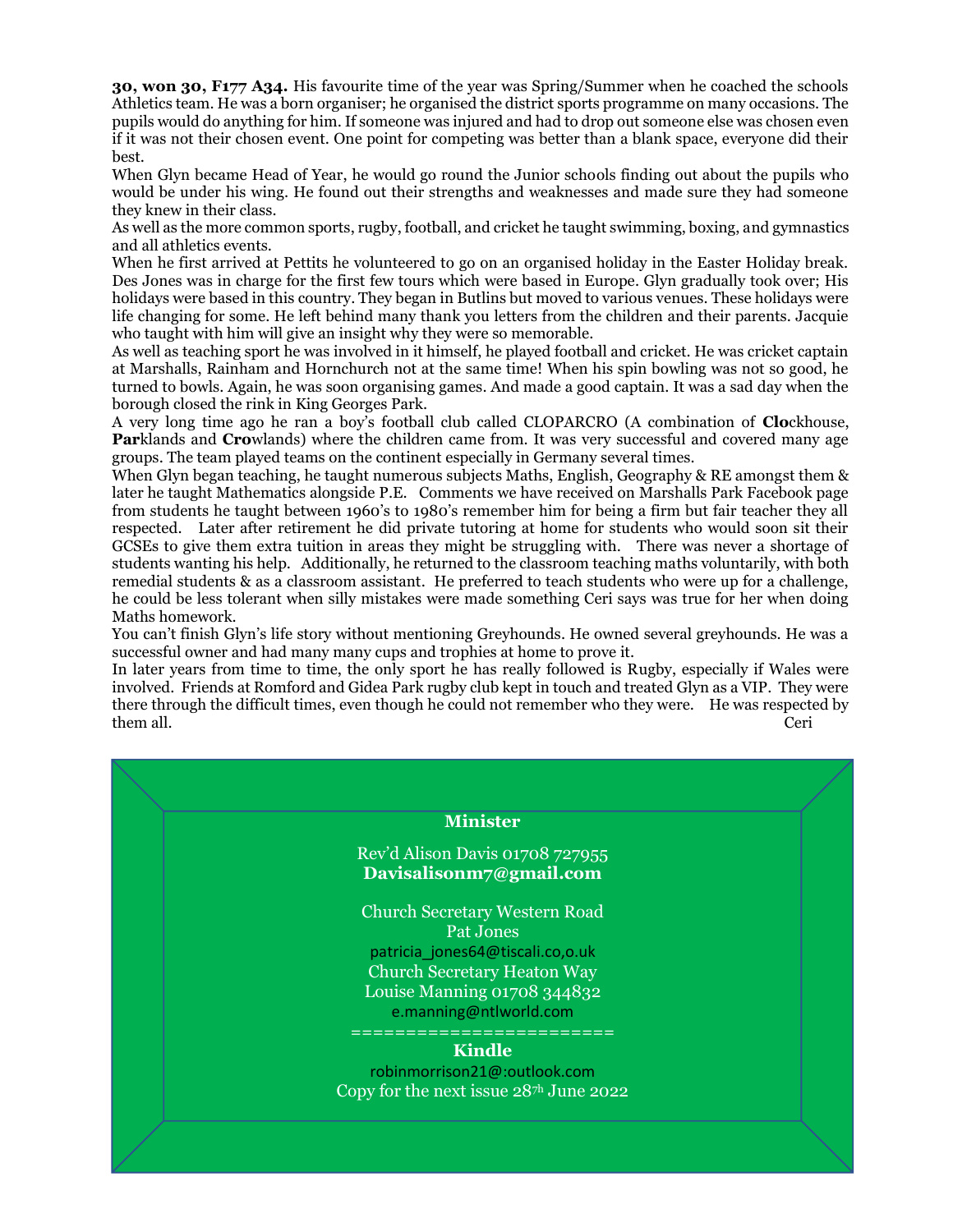**30, won 30, F177 A34.** His favourite time of the year was Spring/Summer when he coached the schools Athletics team. He was a born organiser; he organised the district sports programme on many occasions. The pupils would do anything for him. If someone was injured and had to drop out someone else was chosen even if it was not their chosen event. One point for competing was better than a blank space, everyone did their best.

When Glyn became Head of Year, he would go round the Junior schools finding out about the pupils who would be under his wing. He found out their strengths and weaknesses and made sure they had someone they knew in their class.

As well as the more common sports, rugby, football, and cricket he taught swimming, boxing, and gymnastics and all athletics events.

When he first arrived at Pettits he volunteered to go on an organised holiday in the Easter Holiday break. Des Jones was in charge for the first few tours which were based in Europe. Glyn gradually took over; His holidays were based in this country. They began in Butlins but moved to various venues. These holidays were life changing for some. He left behind many thank you letters from the children and their parents. Jacquie who taught with him will give an insight why they were so memorable.

As well as teaching sport he was involved in it himself, he played football and cricket. He was cricket captain at Marshalls, Rainham and Hornchurch not at the same time! When his spin bowling was not so good, he turned to bowls. Again, he was soon organising games. And made a good captain. It was a sad day when the borough closed the rink in King Georges Park.

A very long time ago he ran a boy's football club called CLOPARCRO (A combination of **Clo**ckhouse, **Par**klands and **Cro**wlands) where the children came from. It was very successful and covered many age groups. The team played teams on the continent especially in Germany several times.

When Glyn began teaching, he taught numerous subjects Maths, English, Geography & RE amongst them & later he taught Mathematics alongside P.E. Comments we have received on Marshalls Park Facebook page from students he taught between 1960's to 1980's remember him for being a firm but fair teacher they all respected. Later after retirement he did private tutoring at home for students who would soon sit their GCSEs to give them extra tuition in areas they might be struggling with. There was never a shortage of students wanting his help. Additionally, he returned to the classroom teaching maths voluntarily, with both remedial students & as a classroom assistant. He preferred to teach students who were up for a challenge, he could be less tolerant when silly mistakes were made something Ceri says was true for her when doing Maths homework.

You can't finish Glyn's life story without mentioning Greyhounds. He owned several greyhounds. He was a successful owner and had many many cups and trophies at home to prove it.

In later years from time to time, the only sport he has really followed is Rugby, especially if Wales were involved. Friends at Romford and Gidea Park rugby club kept in touch and treated Glyn as a VIP. They were there through the difficult times, even though he could not remember who they were. He was respected by them all.

Ceri

**Minister**

Rev'd Alison Davis 01708 727955
**Davisalisonm7@gmail.com**

Church Secretary Western Road
Pat Jones
patricia_jones64@tiscali.co,o.uk
Church Secretary Heaton Way
Louise Manning 01708 344832
e.manning@ntlworld.com

========================

**Kindle**

robinmorrison21@:outlook.com
Copy for the next issue 28th June 2022